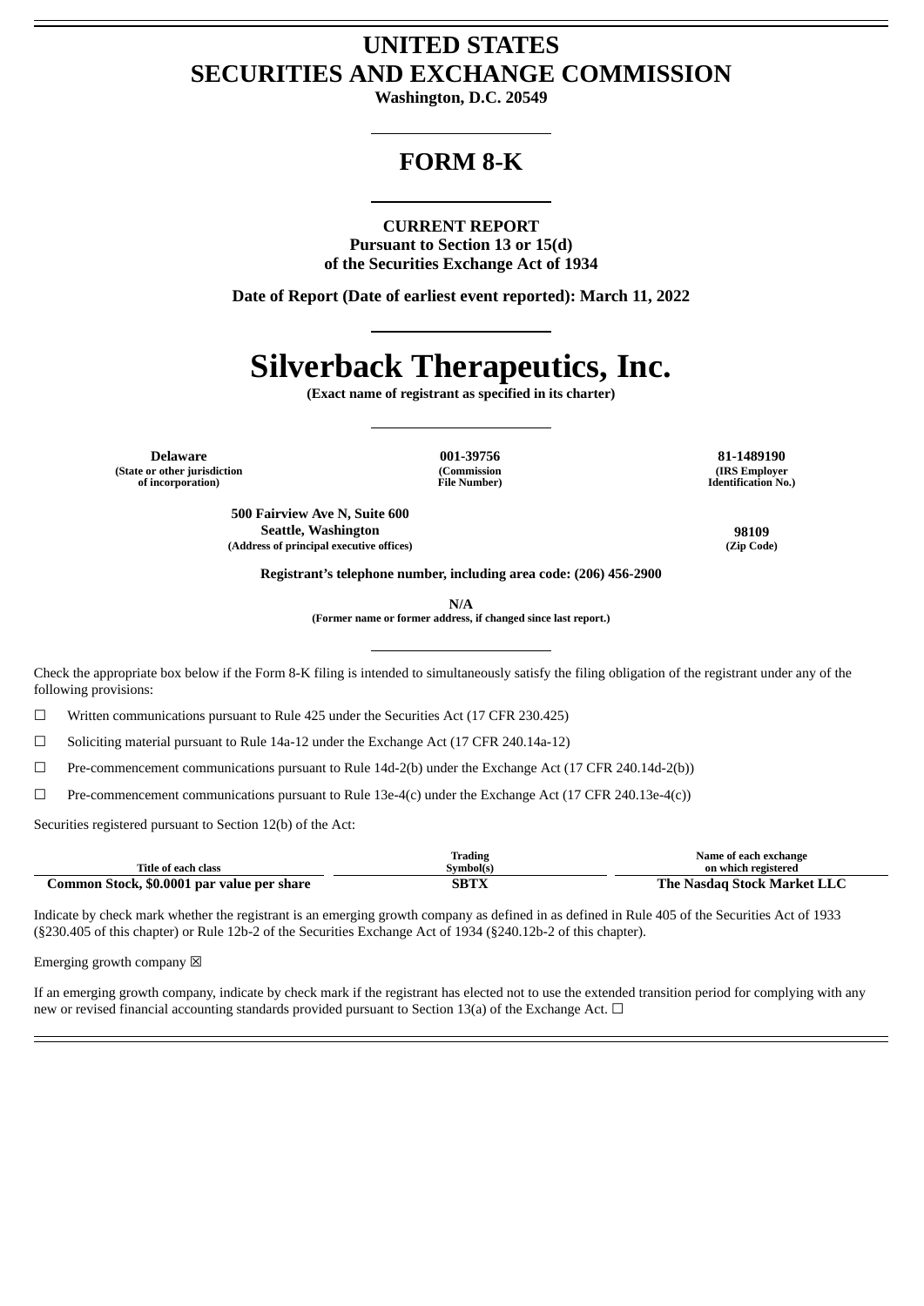# UNITED STATES
# SECURITIES AND EXCHANGE COMMISSION

**Washington, D.C. 20549**

## FORM 8-K

**CURRENT REPORT**
**Pursuant to Section 13 or 15(d)**
**of the Securities Exchange Act of 1934**

**Date of Report (Date of earliest event reported): March 11, 2022**

# Silverback Therapeutics, Inc.

**(Exact name of registrant as specified in its charter)**

| Delaware | 001-39756 | 81-1489190 |
|---|---|---|
| (State or other jurisdiction of incorporation) | (Commission File Number) | (IRS Employer Identification No.) |

| 500 Fairview Ave N, Suite 600 Seattle, Washington | 98109 |
|---|---|
| (Address of principal executive offices) | (Zip Code) |

**Registrant's telephone number, including area code: (206) 456-2900**

**N/A**
**(Former name or former address, if changed since last report.)**

Check the appropriate box below if the Form 8-K filing is intended to simultaneously satisfy the filing obligation of the registrant under any of the following provisions:

☐ Written communications pursuant to Rule 425 under the Securities Act (17 CFR 230.425)

☐ Soliciting material pursuant to Rule 14a-12 under the Exchange Act (17 CFR 240.14a-12)

☐ Pre-commencement communications pursuant to Rule 14d-2(b) under the Exchange Act (17 CFR 240.14d-2(b))

☐ Pre-commencement communications pursuant to Rule 13e-4(c) under the Exchange Act (17 CFR 240.13e-4(c))

Securities registered pursuant to Section 12(b) of the Act:

| Title of each class | Trading Symbol(s) | Name of each exchange on which registered |
|---|---|---|
| **Common Stock, $0.0001 par value per share** | **SBTX** | **The Nasdaq Stock Market LLC** |

Indicate by check mark whether the registrant is an emerging growth company as defined in as defined in Rule 405 of the Securities Act of 1933 (§230.405 of this chapter) or Rule 12b-2 of the Securities Exchange Act of 1934 (§240.12b-2 of this chapter).

Emerging growth company ☒

If an emerging growth company, indicate by check mark if the registrant has elected not to use the extended transition period for complying with any new or revised financial accounting standards provided pursuant to Section 13(a) of the Exchange Act. ☐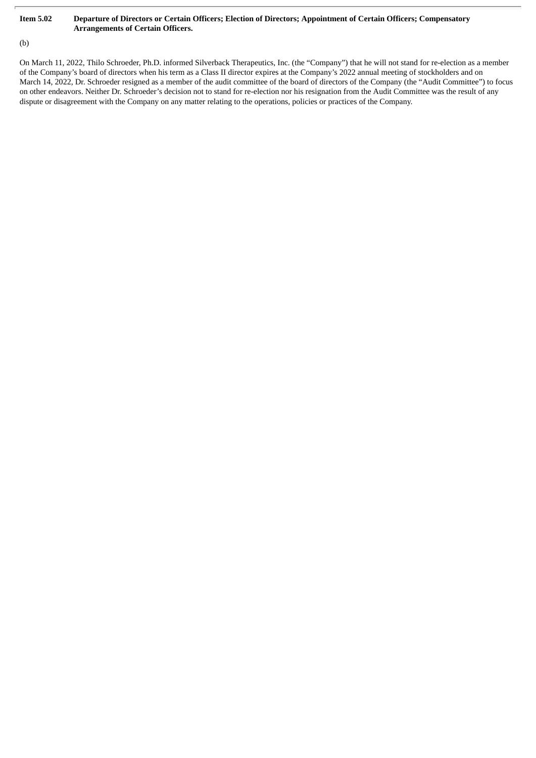**Item 5.02 Departure of Directors or Certain Officers; Election of Directors; Appointment of Certain Officers; Compensatory Arrangements of Certain Officers.**

(b)

On March 11, 2022, Thilo Schroeder, Ph.D. informed Silverback Therapeutics, Inc. (the "Company") that he will not stand for re-election as a member of the Company's board of directors when his term as a Class II director expires at the Company's 2022 annual meeting of stockholders and on March 14, 2022, Dr. Schroeder resigned as a member of the audit committee of the board of directors of the Company (the "Audit Committee") to focus on other endeavors. Neither Dr. Schroeder's decision not to stand for re-election nor his resignation from the Audit Committee was the result of any dispute or disagreement with the Company on any matter relating to the operations, policies or practices of the Company.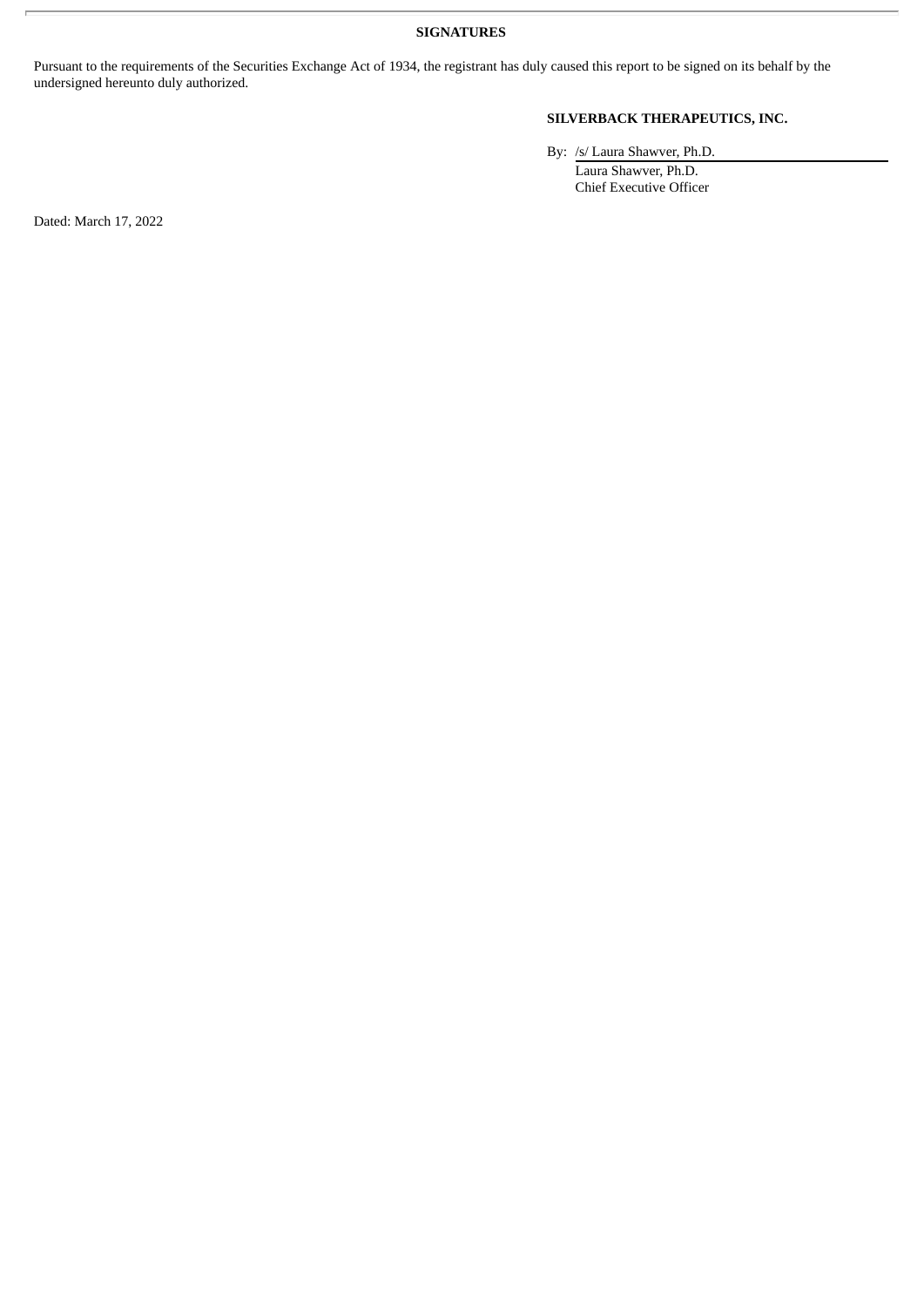## SIGNATURES

Pursuant to the requirements of the Securities Exchange Act of 1934, the registrant has duly caused this report to be signed on its behalf by the undersigned hereunto duly authorized.

**SILVERBACK THERAPEUTICS, INC.**

By: /s/ Laura Shawver, Ph.D.
Laura Shawver, Ph.D.
Chief Executive Officer

Dated: March 17, 2022